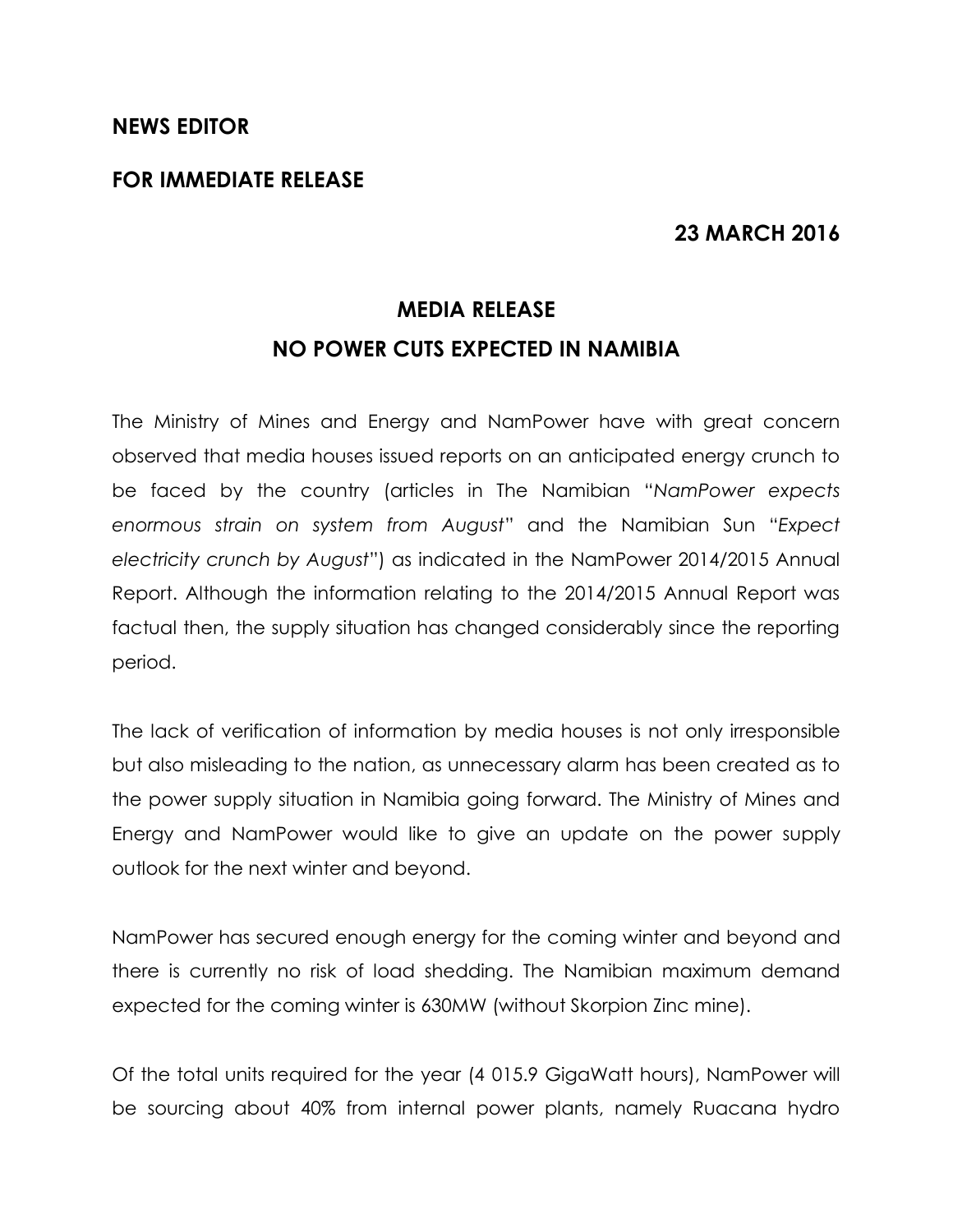**NEWS EDITOR**

**FOR IMMEDIATE RELEASE**

**23 MARCH 2016**

# MEDIA RELEASE

## NO POWER CUTS EXPECTED IN NAMIBIA

The Ministry of Mines and Energy and NamPower have with great concern observed that media houses issued reports on an anticipated energy crunch to be faced by the country (articles in The Namibian "*NamPower expects enormous strain on system from August*" and the Namibian Sun "*Expect electricity crunch by August*") as indicated in the NamPower 2014/2015 Annual Report. Although the information relating to the 2014/2015 Annual Report was factual then, the supply situation has changed considerably since the reporting period.

The lack of verification of information by media houses is not only irresponsible but also misleading to the nation, as unnecessary alarm has been created as to the power supply situation in Namibia going forward. The Ministry of Mines and Energy and NamPower would like to give an update on the power supply outlook for the next winter and beyond.

NamPower has secured enough energy for the coming winter and beyond and there is currently no risk of load shedding. The Namibian maximum demand expected for the coming winter is 630MW (without Skorpion Zinc mine).

Of the total units required for the year (4 015.9 GigaWatt hours), NamPower will be sourcing about 40% from internal power plants, namely Ruacana hydro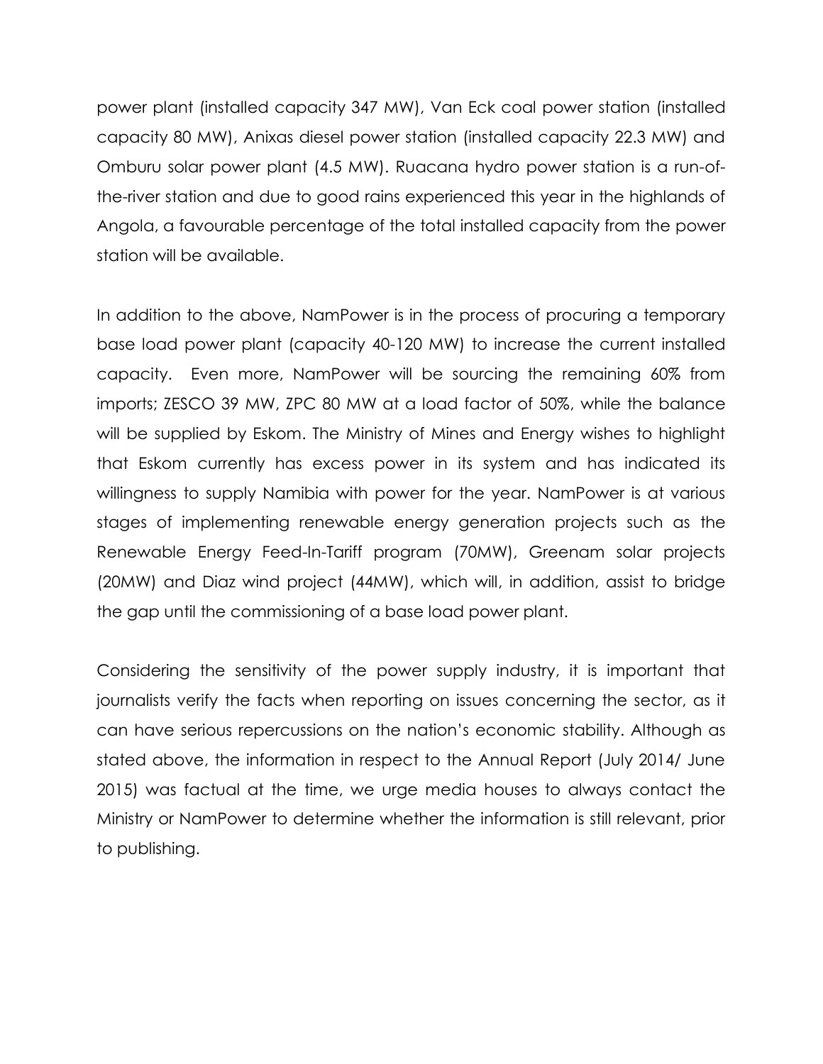power plant (installed capacity 347 MW), Van Eck coal power station (installed capacity 80 MW), Anixas diesel power station (installed capacity 22.3 MW) and Omburu solar power plant (4.5 MW). Ruacana hydro power station is a run-of-the-river station and due to good rains experienced this year in the highlands of Angola, a favourable percentage of the total installed capacity from the power station will be available.

In addition to the above, NamPower is in the process of procuring a temporary base load power plant (capacity 40-120 MW) to increase the current installed capacity. Even more, NamPower will be sourcing the remaining 60% from imports; ZESCO 39 MW, ZPC 80 MW at a load factor of 50%, while the balance will be supplied by Eskom. The Ministry of Mines and Energy wishes to highlight that Eskom currently has excess power in its system and has indicated its willingness to supply Namibia with power for the year. NamPower is at various stages of implementing renewable energy generation projects such as the Renewable Energy Feed-In-Tariff program (70MW), Greenam solar projects (20MW) and Diaz wind project (44MW), which will, in addition, assist to bridge the gap until the commissioning of a base load power plant.

Considering the sensitivity of the power supply industry, it is important that journalists verify the facts when reporting on issues concerning the sector, as it can have serious repercussions on the nation's economic stability. Although as stated above, the information in respect to the Annual Report (July 2014/ June 2015) was factual at the time, we urge media houses to always contact the Ministry or NamPower to determine whether the information is still relevant, prior to publishing.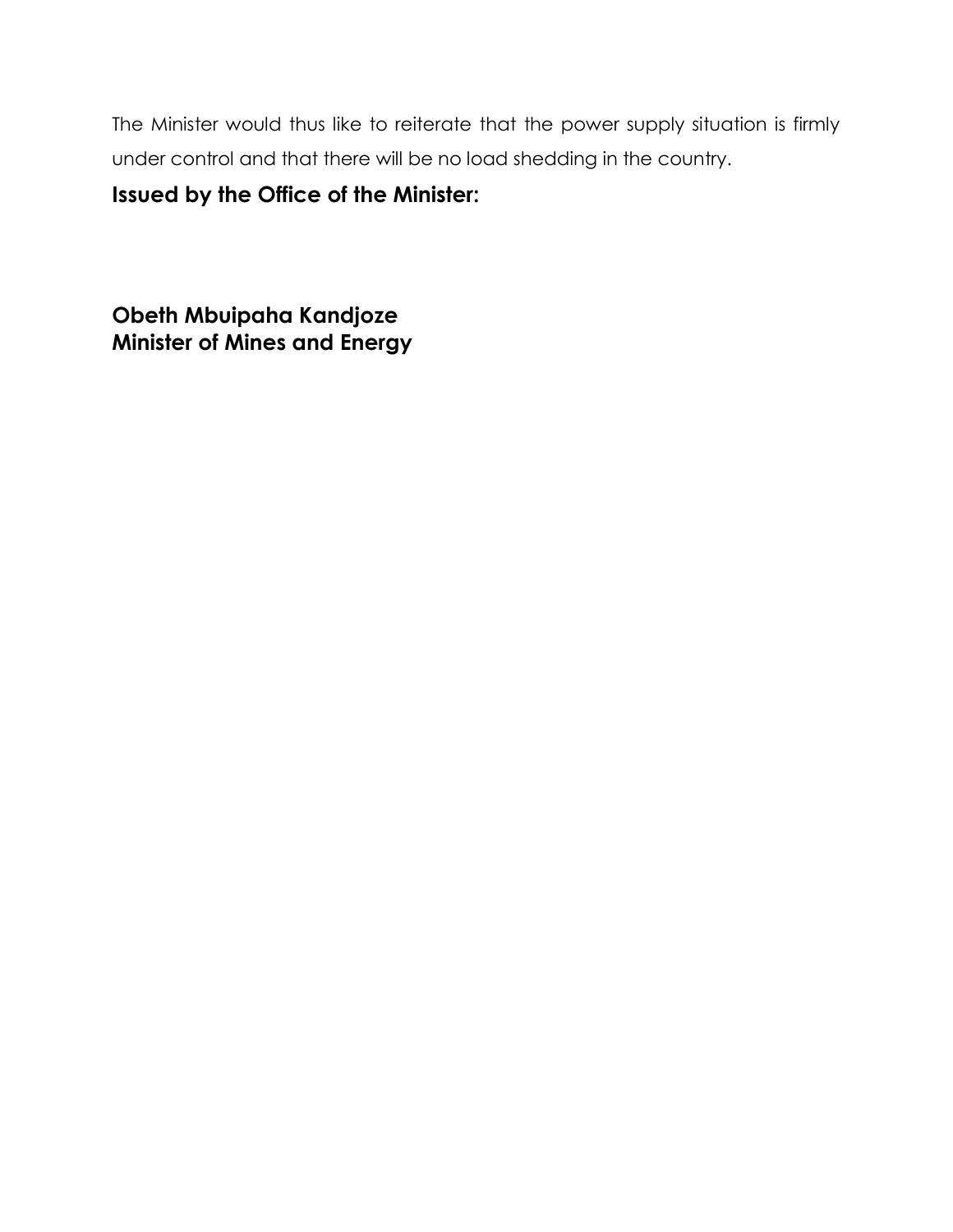The Minister would thus like to reiterate that the power supply situation is firmly under control and that there will be no load shedding in the country.

**Issued by the Office of the Minister:**

**Obeth Mbuipaha Kandjoze**
**Minister of Mines and Energy**